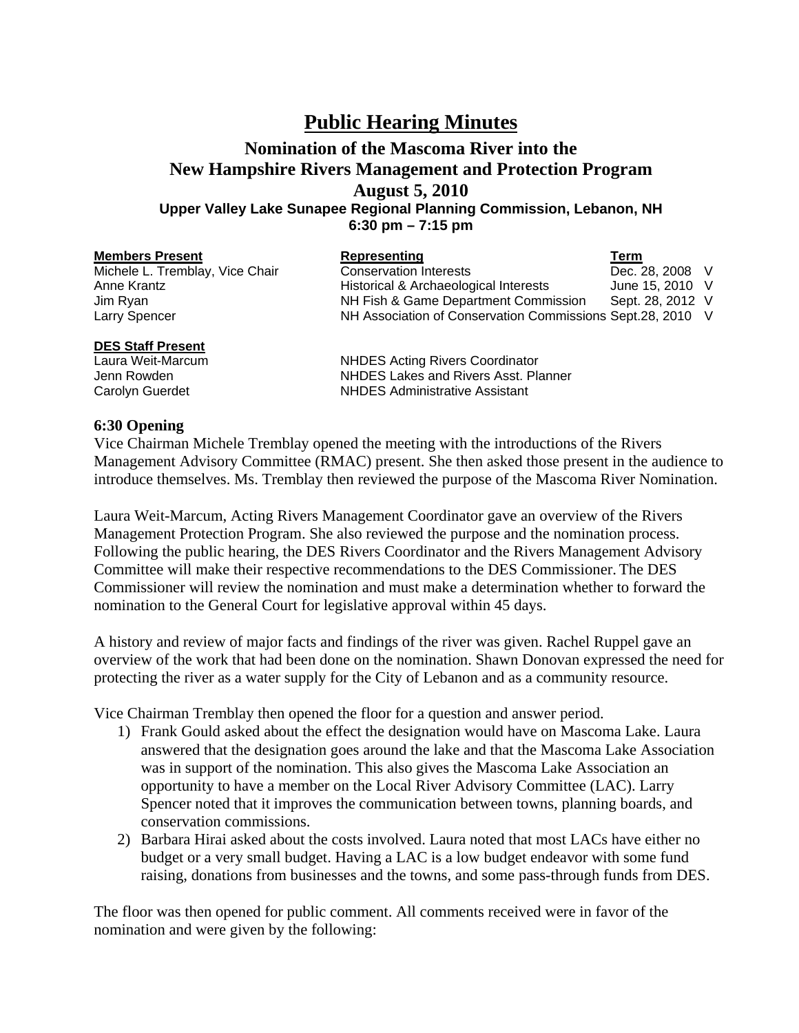# Public Hearing Minutes

## Nomination of the Mascoma River into the New Hampshire Rivers Management and Protection Program

## August 5, 2010

### Upper Valley Lake Sunapee Regional Planning Commission, Lebanon, NH

### 6:30 pm – 7:15 pm

| **Members Present** | **Representing** | **Term** | |
|---|---|---|---|
| Michele L. Tremblay, Vice Chair | Conservation Interests | Dec. 28, 2008 | V |
| Anne Krantz | Historical & Archaeological Interests | June 15, 2010 | V |
| Jim Ryan | NH Fish & Game Department Commission | Sept. 28, 2012 | V |
| Larry Spencer | NH Association of Conservation Commissions | Sept.28, 2010 | V |

| **DES Staff Present** | |
|---|---|
| Laura Weit-Marcum | NHDES Acting Rivers Coordinator |
| Jenn Rowden | NHDES Lakes and Rivers Asst. Planner |
| Carolyn Guerdet | NHDES Administrative Assistant |

**6:30 Opening**

Vice Chairman Michele Tremblay opened the meeting with the introductions of the Rivers Management Advisory Committee (RMAC) present. She then asked those present in the audience to introduce themselves. Ms. Tremblay then reviewed the purpose of the Mascoma River Nomination.

Laura Weit-Marcum, Acting Rivers Management Coordinator gave an overview of the Rivers Management Protection Program. She also reviewed the purpose and the nomination process. Following the public hearing, the DES Rivers Coordinator and the Rivers Management Advisory Committee will make their respective recommendations to the DES Commissioner. The DES Commissioner will review the nomination and must make a determination whether to forward the nomination to the General Court for legislative approval within 45 days.

A history and review of major facts and findings of the river was given. Rachel Ruppel gave an overview of the work that had been done on the nomination. Shawn Donovan expressed the need for protecting the river as a water supply for the City of Lebanon and as a community resource.

Vice Chairman Tremblay then opened the floor for a question and answer period.

1) Frank Gould asked about the effect the designation would have on Mascoma Lake. Laura answered that the designation goes around the lake and that the Mascoma Lake Association was in support of the nomination. This also gives the Mascoma Lake Association an opportunity to have a member on the Local River Advisory Committee (LAC). Larry Spencer noted that it improves the communication between towns, planning boards, and conservation commissions.
2) Barbara Hirai asked about the costs involved. Laura noted that most LACs have either no budget or a very small budget. Having a LAC is a low budget endeavor with some fund raising, donations from businesses and the towns, and some pass-through funds from DES.

The floor was then opened for public comment. All comments received were in favor of the nomination and were given by the following: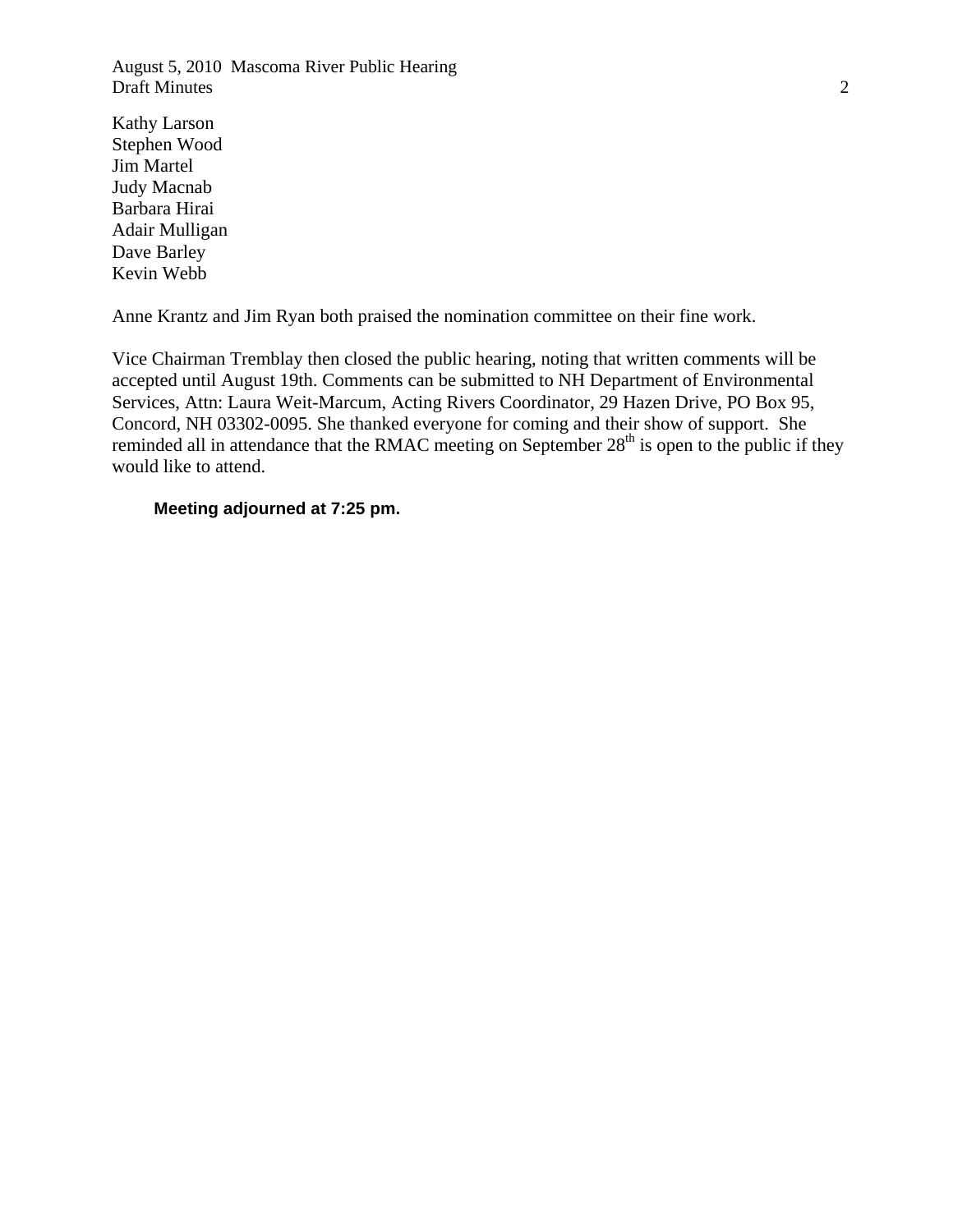Kathy Larson
Stephen Wood
Jim Martel
Judy Macnab
Barbara Hirai
Adair Mulligan
Dave Barley
Kevin Webb

Anne Krantz and Jim Ryan both praised the nomination committee on their fine work.

Vice Chairman Tremblay then closed the public hearing, noting that written comments will be accepted until August 19th. Comments can be submitted to NH Department of Environmental Services, Attn: Laura Weit-Marcum, Acting Rivers Coordinator, 29 Hazen Drive, PO Box 95, Concord, NH 03302-0095. She thanked everyone for coming and their show of support. She reminded all in attendance that the RMAC meeting on September 28th is open to the public if they would like to attend.

**Meeting adjourned at 7:25 pm.**